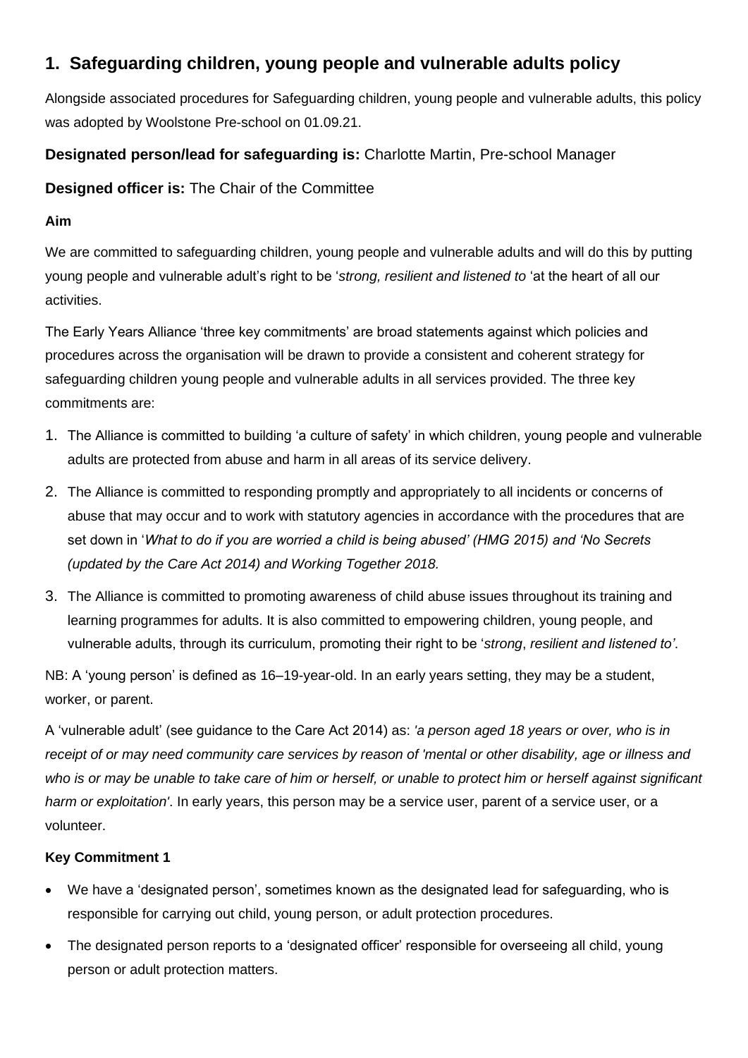## 1. Safeguarding children, young people and vulnerable adults policy

Alongside associated procedures for Safeguarding children, young people and vulnerable adults, this policy was adopted by Woolstone Pre-school on 01.09.21.

**Designated person/lead for safeguarding is:** Charlotte Martin, Pre-school Manager

**Designed officer is:** The Chair of the Committee

**Aim**

We are committed to safeguarding children, young people and vulnerable adults and will do this by putting young people and vulnerable adult's right to be '*strong, resilient and listened to* 'at the heart of all our activities.

The Early Years Alliance 'three key commitments' are broad statements against which policies and procedures across the organisation will be drawn to provide a consistent and coherent strategy for safeguarding children young people and vulnerable adults in all services provided. The three key commitments are:

1. The Alliance is committed to building 'a culture of safety' in which children, young people and vulnerable adults are protected from abuse and harm in all areas of its service delivery.
2. The Alliance is committed to responding promptly and appropriately to all incidents or concerns of abuse that may occur and to work with statutory agencies in accordance with the procedures that are set down in '*What to do if you are worried a child is being abused' (HMG 2015) and 'No Secrets (updated by the Care Act 2014) and Working Together 2018.*
3. The Alliance is committed to promoting awareness of child abuse issues throughout its training and learning programmes for adults. It is also committed to empowering children, young people, and vulnerable adults, through its curriculum, promoting their right to be '*strong*, *resilient and listened to'*.

NB: A 'young person' is defined as 16–19-year-old. In an early years setting, they may be a student, worker, or parent.

A 'vulnerable adult' (see guidance to the Care Act 2014) as: *'a person aged 18 years or over, who is in receipt of or may need community care services by reason of 'mental or other disability, age or illness and who is or may be unable to take care of him or herself, or unable to protect him or herself against significant harm or exploitation'*. In early years, this person may be a service user, parent of a service user, or a volunteer.

**Key Commitment 1**

- We have a 'designated person', sometimes known as the designated lead for safeguarding, who is responsible for carrying out child, young person, or adult protection procedures.
- The designated person reports to a 'designated officer' responsible for overseeing all child, young person or adult protection matters.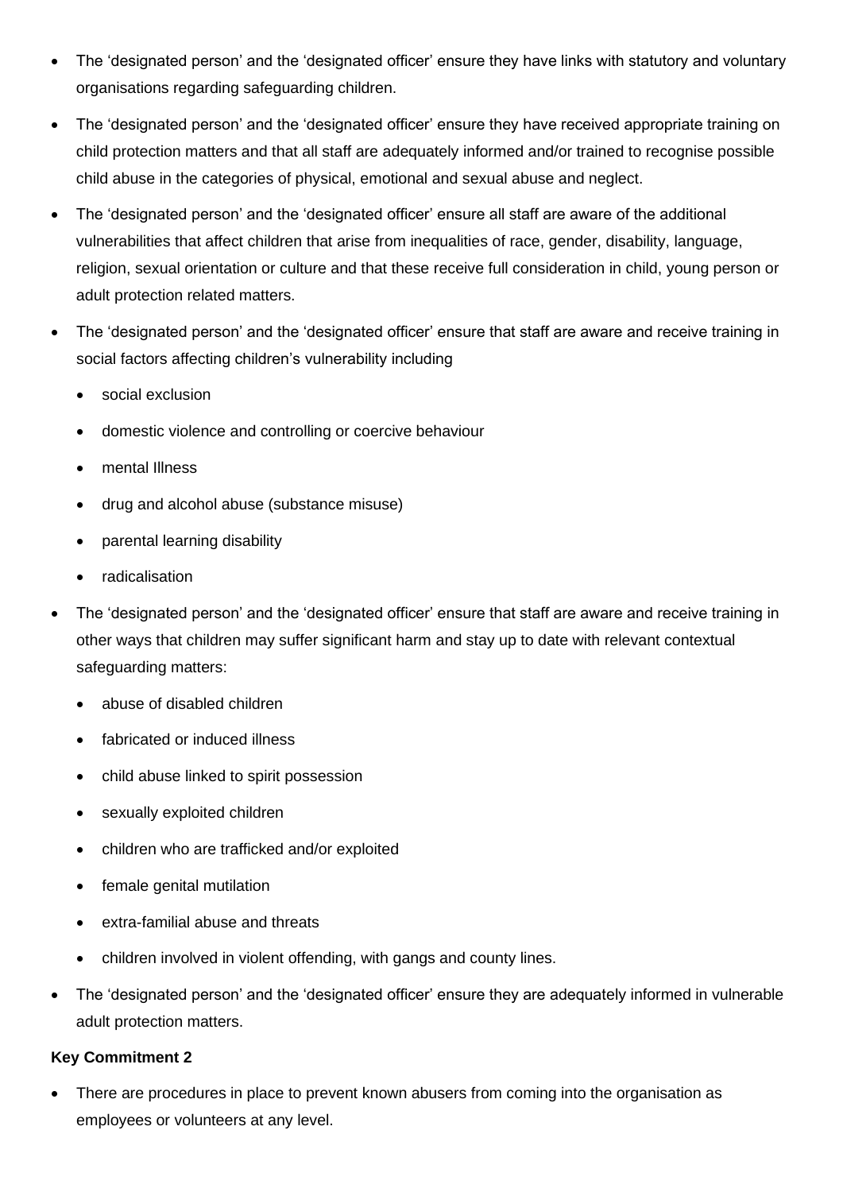- The 'designated person' and the 'designated officer' ensure they have links with statutory and voluntary organisations regarding safeguarding children.
- The 'designated person' and the 'designated officer' ensure they have received appropriate training on child protection matters and that all staff are adequately informed and/or trained to recognise possible child abuse in the categories of physical, emotional and sexual abuse and neglect.
- The 'designated person' and the 'designated officer' ensure all staff are aware of the additional vulnerabilities that affect children that arise from inequalities of race, gender, disability, language, religion, sexual orientation or culture and that these receive full consideration in child, young person or adult protection related matters.
- The 'designated person' and the 'designated officer' ensure that staff are aware and receive training in social factors affecting children's vulnerability including
  - social exclusion
  - domestic violence and controlling or coercive behaviour
  - mental Illness
  - drug and alcohol abuse (substance misuse)
  - parental learning disability
  - radicalisation
- The 'designated person' and the 'designated officer' ensure that staff are aware and receive training in other ways that children may suffer significant harm and stay up to date with relevant contextual safeguarding matters:
  - abuse of disabled children
  - fabricated or induced illness
  - child abuse linked to spirit possession
  - sexually exploited children
  - children who are trafficked and/or exploited
  - female genital mutilation
  - extra-familial abuse and threats
  - children involved in violent offending, with gangs and county lines.
- The 'designated person' and the 'designated officer' ensure they are adequately informed in vulnerable adult protection matters.

**Key Commitment 2**

- There are procedures in place to prevent known abusers from coming into the organisation as employees or volunteers at any level.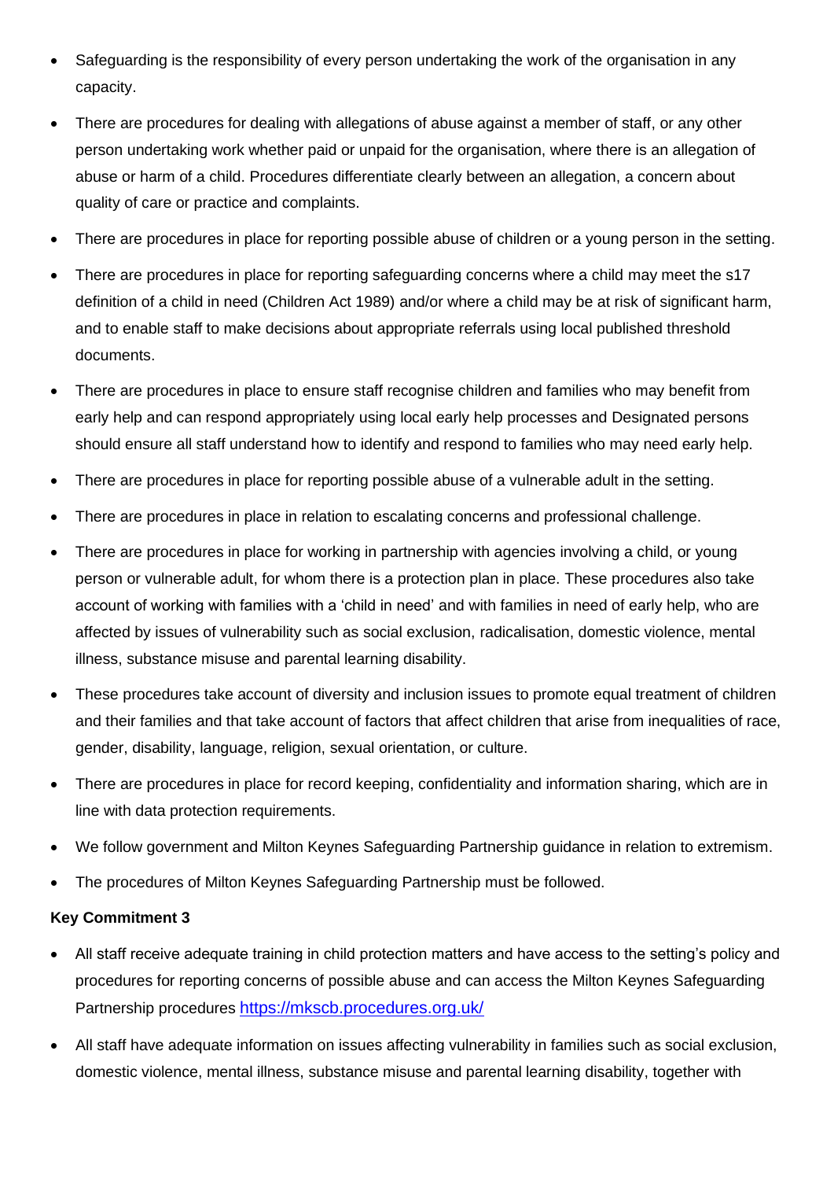- Safeguarding is the responsibility of every person undertaking the work of the organisation in any capacity.
- There are procedures for dealing with allegations of abuse against a member of staff, or any other person undertaking work whether paid or unpaid for the organisation, where there is an allegation of abuse or harm of a child. Procedures differentiate clearly between an allegation, a concern about quality of care or practice and complaints.
- There are procedures in place for reporting possible abuse of children or a young person in the setting.
- There are procedures in place for reporting safeguarding concerns where a child may meet the s17 definition of a child in need (Children Act 1989) and/or where a child may be at risk of significant harm, and to enable staff to make decisions about appropriate referrals using local published threshold documents.
- There are procedures in place to ensure staff recognise children and families who may benefit from early help and can respond appropriately using local early help processes and Designated persons should ensure all staff understand how to identify and respond to families who may need early help.
- There are procedures in place for reporting possible abuse of a vulnerable adult in the setting.
- There are procedures in place in relation to escalating concerns and professional challenge.
- There are procedures in place for working in partnership with agencies involving a child, or young person or vulnerable adult, for whom there is a protection plan in place. These procedures also take account of working with families with a 'child in need' and with families in need of early help, who are affected by issues of vulnerability such as social exclusion, radicalisation, domestic violence, mental illness, substance misuse and parental learning disability.
- These procedures take account of diversity and inclusion issues to promote equal treatment of children and their families and that take account of factors that affect children that arise from inequalities of race, gender, disability, language, religion, sexual orientation, or culture.
- There are procedures in place for record keeping, confidentiality and information sharing, which are in line with data protection requirements.
- We follow government and Milton Keynes Safeguarding Partnership guidance in relation to extremism.
- The procedures of Milton Keynes Safeguarding Partnership must be followed.

**Key Commitment 3**

- All staff receive adequate training in child protection matters and have access to the setting's policy and procedures for reporting concerns of possible abuse and can access the Milton Keynes Safeguarding Partnership procedures https://mkscb.procedures.org.uk/
- All staff have adequate information on issues affecting vulnerability in families such as social exclusion, domestic violence, mental illness, substance misuse and parental learning disability, together with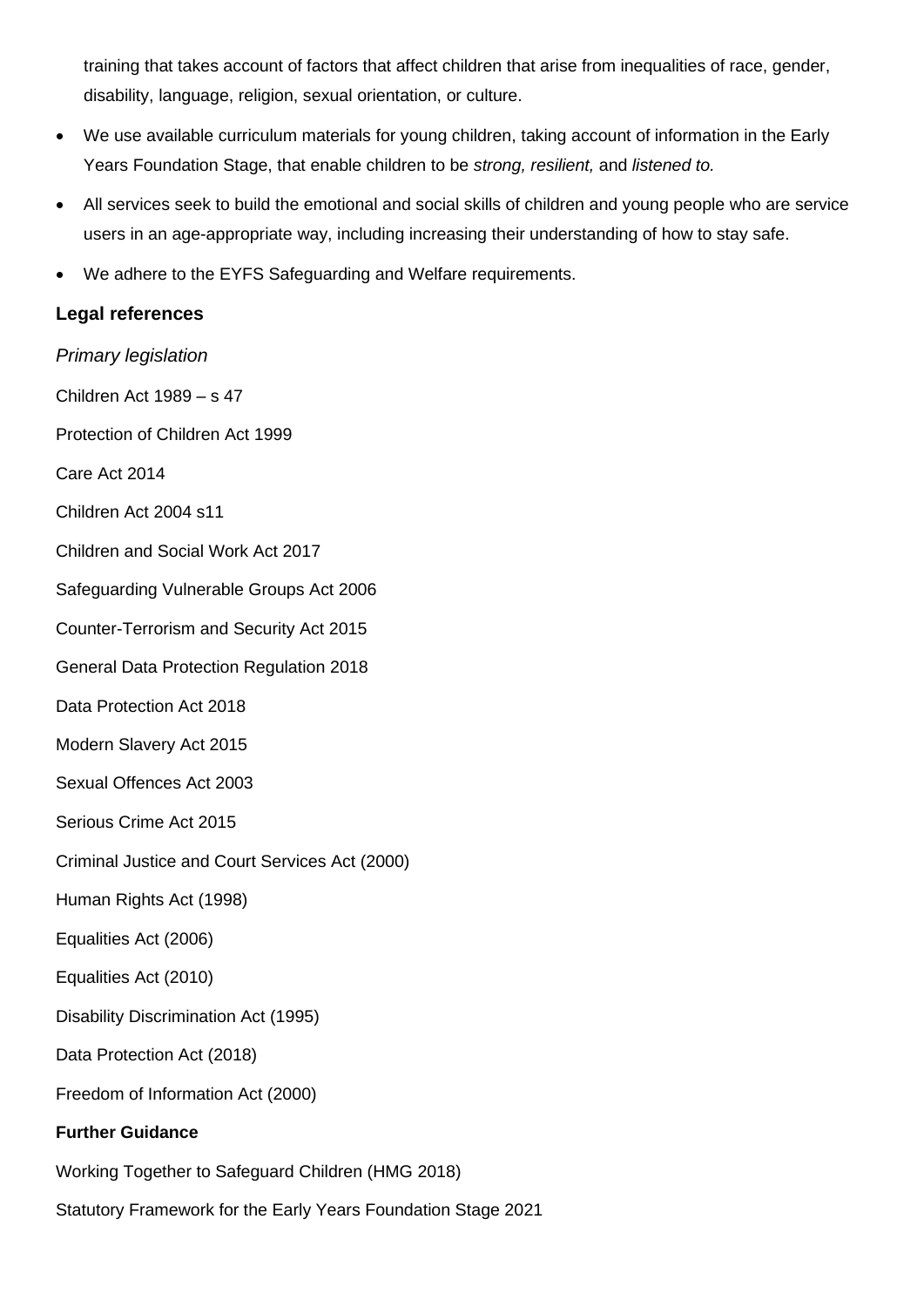training that takes account of factors that affect children that arise from inequalities of race, gender, disability, language, religion, sexual orientation, or culture.

- We use available curriculum materials for young children, taking account of information in the Early Years Foundation Stage, that enable children to be *strong, resilient,* and *listened to.*
- All services seek to build the emotional and social skills of children and young people who are service users in an age-appropriate way, including increasing their understanding of how to stay safe.
- We adhere to the EYFS Safeguarding and Welfare requirements.

## Legal references

*Primary legislation*

Children Act 1989 – s 47

Protection of Children Act 1999

Care Act 2014

Children Act 2004 s11

Children and Social Work Act 2017

Safeguarding Vulnerable Groups Act 2006

Counter-Terrorism and Security Act 2015

General Data Protection Regulation 2018

Data Protection Act 2018

Modern Slavery Act 2015

Sexual Offences Act 2003

Serious Crime Act 2015

Criminal Justice and Court Services Act (2000)

Human Rights Act (1998)

Equalities Act (2006)

Equalities Act (2010)

Disability Discrimination Act (1995)

Data Protection Act (2018)

Freedom of Information Act (2000)

**Further Guidance**

Working Together to Safeguard Children (HMG 2018)

Statutory Framework for the Early Years Foundation Stage 2021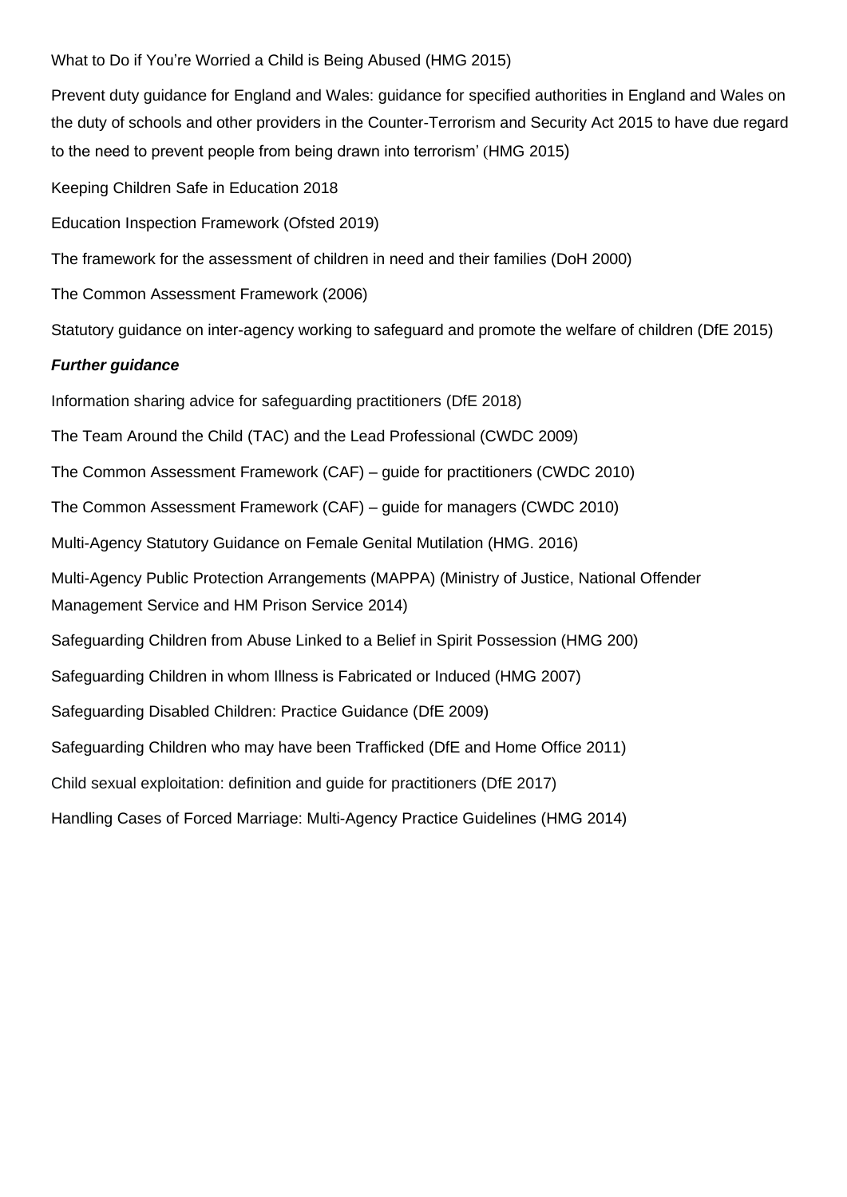What to Do if You're Worried a Child is Being Abused (HMG 2015)

Prevent duty guidance for England and Wales: guidance for specified authorities in England and Wales on the duty of schools and other providers in the Counter-Terrorism and Security Act 2015 to have due regard to the need to prevent people from being drawn into terrorism' (HMG 2015)

Keeping Children Safe in Education 2018

Education Inspection Framework (Ofsted 2019)

The framework for the assessment of children in need and their families (DoH 2000)

The Common Assessment Framework (2006)

Statutory guidance on inter-agency working to safeguard and promote the welfare of children (DfE 2015)

***Further guidance***

Information sharing advice for safeguarding practitioners (DfE 2018)

The Team Around the Child (TAC) and the Lead Professional (CWDC 2009)

The Common Assessment Framework (CAF) – guide for practitioners (CWDC 2010)

The Common Assessment Framework (CAF) – guide for managers (CWDC 2010)

Multi-Agency Statutory Guidance on Female Genital Mutilation (HMG. 2016)

Multi-Agency Public Protection Arrangements (MAPPA) (Ministry of Justice, National Offender Management Service and HM Prison Service 2014)

Safeguarding Children from Abuse Linked to a Belief in Spirit Possession (HMG 200)

Safeguarding Children in whom Illness is Fabricated or Induced (HMG 2007)

Safeguarding Disabled Children: Practice Guidance (DfE 2009)

Safeguarding Children who may have been Trafficked (DfE and Home Office 2011)

Child sexual exploitation: definition and guide for practitioners (DfE 2017)

Handling Cases of Forced Marriage: Multi-Agency Practice Guidelines (HMG 2014)